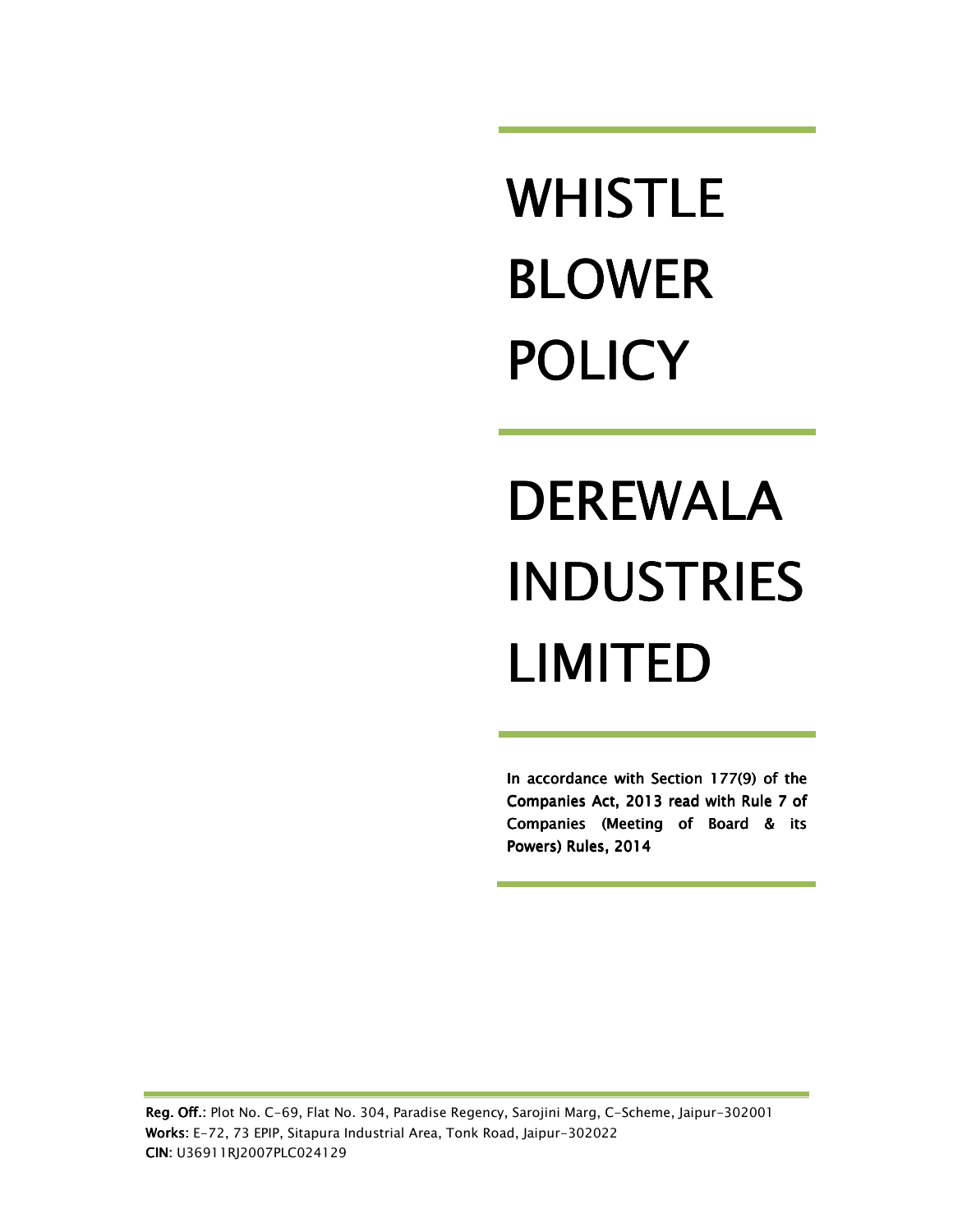# WHISTLE BLOWER POLICY

# DEREWALA INDUSTRIES LIMITED

**In accordance with Section 177(9) of the Companies Act, 2013 read with Rule 7 of Companies (Meeting of Board & its Powers) Rules, 2014**

**Reg. Off.:** Plot No. C-69, Flat No. 304, Paradise Regency, Sarojini Marg, C-Scheme, Jaipur-302001
**Works:** E-72, 73 EPIP, Sitapura Industrial Area, Tonk Road, Jaipur-302022
**CIN:** U36911RJ2007PLC024129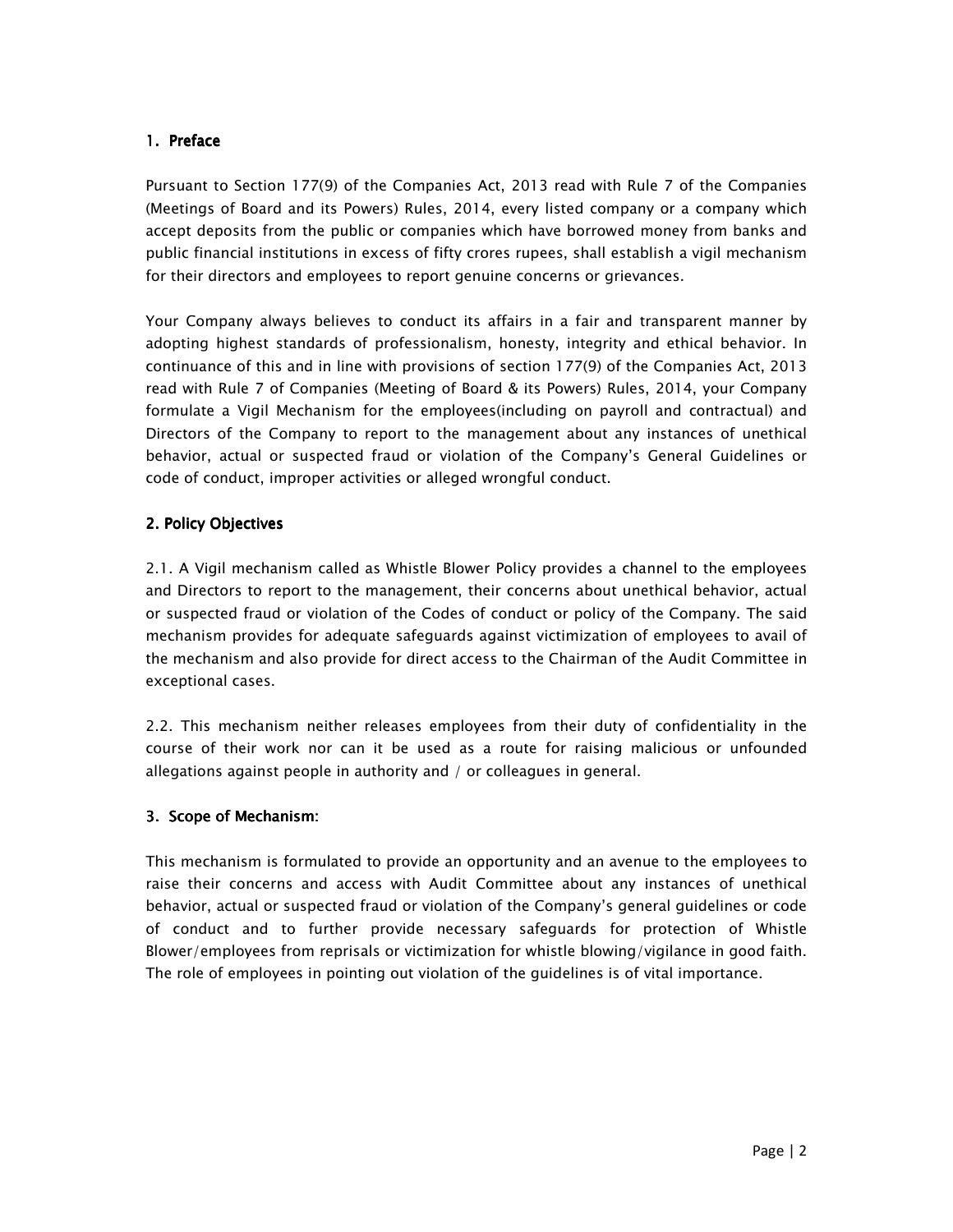## 1. Preface

Pursuant to Section 177(9) of the Companies Act, 2013 read with Rule 7 of the Companies (Meetings of Board and its Powers) Rules, 2014, every listed company or a company which accept deposits from the public or companies which have borrowed money from banks and public financial institutions in excess of fifty crores rupees, shall establish a vigil mechanism for their directors and employees to report genuine concerns or grievances.

Your Company always believes to conduct its affairs in a fair and transparent manner by adopting highest standards of professionalism, honesty, integrity and ethical behavior. In continuance of this and in line with provisions of section 177(9) of the Companies Act, 2013 read with Rule 7 of Companies (Meeting of Board & its Powers) Rules, 2014, your Company formulate a Vigil Mechanism for the employees(including on payroll and contractual) and Directors of the Company to report to the management about any instances of unethical behavior, actual or suspected fraud or violation of the Company's General Guidelines or code of conduct, improper activities or alleged wrongful conduct.

## 2. Policy Objectives

2.1. A Vigil mechanism called as Whistle Blower Policy provides a channel to the employees and Directors to report to the management, their concerns about unethical behavior, actual or suspected fraud or violation of the Codes of conduct or policy of the Company. The said mechanism provides for adequate safeguards against victimization of employees to avail of the mechanism and also provide for direct access to the Chairman of the Audit Committee in exceptional cases.

2.2. This mechanism neither releases employees from their duty of confidentiality in the course of their work nor can it be used as a route for raising malicious or unfounded allegations against people in authority and / or colleagues in general.

## 3. Scope of Mechanism:

This mechanism is formulated to provide an opportunity and an avenue to the employees to raise their concerns and access with Audit Committee about any instances of unethical behavior, actual or suspected fraud or violation of the Company's general guidelines or code of conduct and to further provide necessary safeguards for protection of Whistle Blower/employees from reprisals or victimization for whistle blowing/vigilance in good faith. The role of employees in pointing out violation of the guidelines is of vital importance.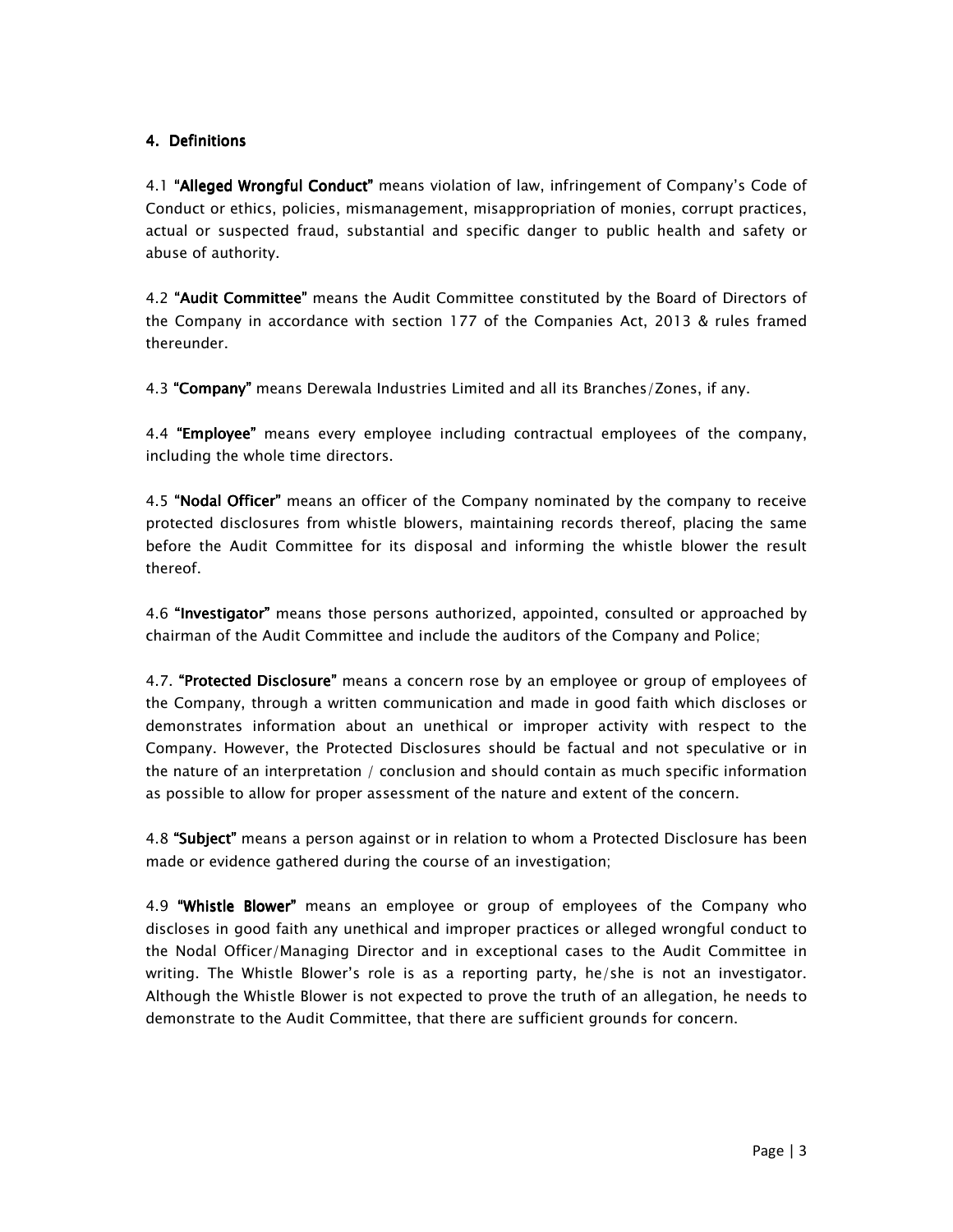## 4. Definitions

4.1 **"Alleged Wrongful Conduct"** means violation of law, infringement of Company's Code of Conduct or ethics, policies, mismanagement, misappropriation of monies, corrupt practices, actual or suspected fraud, substantial and specific danger to public health and safety or abuse of authority.

4.2 **"Audit Committee"** means the Audit Committee constituted by the Board of Directors of the Company in accordance with section 177 of the Companies Act, 2013 & rules framed thereunder.

4.3 **"Company"** means Derewala Industries Limited and all its Branches/Zones, if any.

4.4 **"Employee"** means every employee including contractual employees of the company, including the whole time directors.

4.5 **"Nodal Officer"** means an officer of the Company nominated by the company to receive protected disclosures from whistle blowers, maintaining records thereof, placing the same before the Audit Committee for its disposal and informing the whistle blower the result thereof.

4.6 **"Investigator"** means those persons authorized, appointed, consulted or approached by chairman of the Audit Committee and include the auditors of the Company and Police;

4.7. **"Protected Disclosure"** means a concern rose by an employee or group of employees of the Company, through a written communication and made in good faith which discloses or demonstrates information about an unethical or improper activity with respect to the Company. However, the Protected Disclosures should be factual and not speculative or in the nature of an interpretation / conclusion and should contain as much specific information as possible to allow for proper assessment of the nature and extent of the concern.

4.8 **"Subject"** means a person against or in relation to whom a Protected Disclosure has been made or evidence gathered during the course of an investigation;

4.9 **"Whistle Blower"** means an employee or group of employees of the Company who discloses in good faith any unethical and improper practices or alleged wrongful conduct to the Nodal Officer/Managing Director and in exceptional cases to the Audit Committee in writing. The Whistle Blower's role is as a reporting party, he/she is not an investigator. Although the Whistle Blower is not expected to prove the truth of an allegation, he needs to demonstrate to the Audit Committee, that there are sufficient grounds for concern.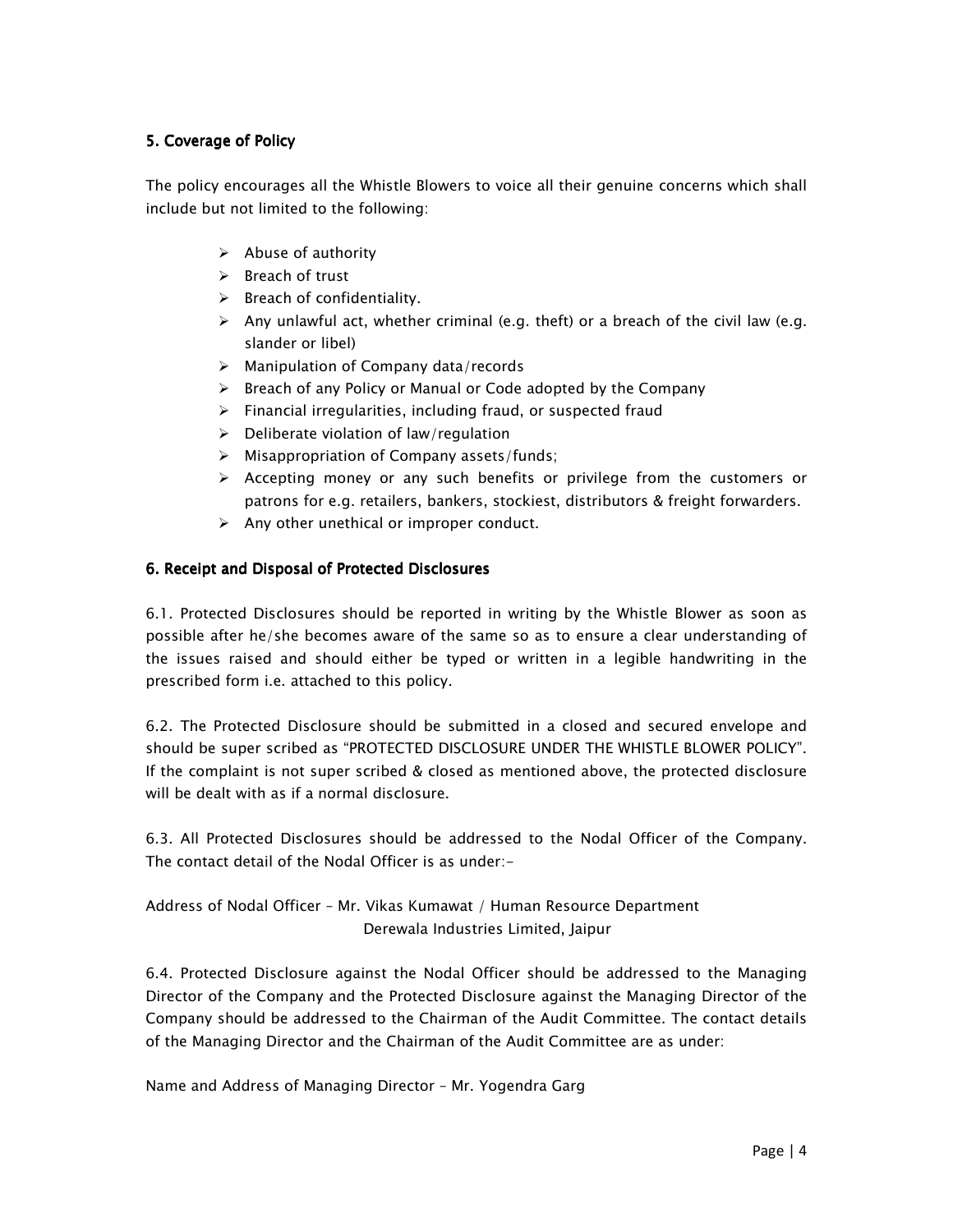### 5. Coverage of Policy

The policy encourages all the Whistle Blowers to voice all their genuine concerns which shall include but not limited to the following:

- Abuse of authority
- Breach of trust
- Breach of confidentiality.
- Any unlawful act, whether criminal (e.g. theft) or a breach of the civil law (e.g. slander or libel)
- Manipulation of Company data/records
- Breach of any Policy or Manual or Code adopted by the Company
- Financial irregularities, including fraud, or suspected fraud
- Deliberate violation of law/regulation
- Misappropriation of Company assets/funds;
- Accepting money or any such benefits or privilege from the customers or patrons for e.g. retailers, bankers, stockiest, distributors & freight forwarders.
- Any other unethical or improper conduct.

### 6. Receipt and Disposal of Protected Disclosures

6.1. Protected Disclosures should be reported in writing by the Whistle Blower as soon as possible after he/she becomes aware of the same so as to ensure a clear understanding of the issues raised and should either be typed or written in a legible handwriting in the prescribed form i.e. attached to this policy.

6.2. The Protected Disclosure should be submitted in a closed and secured envelope and should be super scribed as "PROTECTED DISCLOSURE UNDER THE WHISTLE BLOWER POLICY". If the complaint is not super scribed & closed as mentioned above, the protected disclosure will be dealt with as if a normal disclosure.

6.3. All Protected Disclosures should be addressed to the Nodal Officer of the Company. The contact detail of the Nodal Officer is as under:-

Address of Nodal Officer – Mr. Vikas Kumawat / Human Resource Department
Derewala Industries Limited, Jaipur

6.4. Protected Disclosure against the Nodal Officer should be addressed to the Managing Director of the Company and the Protected Disclosure against the Managing Director of the Company should be addressed to the Chairman of the Audit Committee. The contact details of the Managing Director and the Chairman of the Audit Committee are as under:

Name and Address of Managing Director – Mr. Yogendra Garg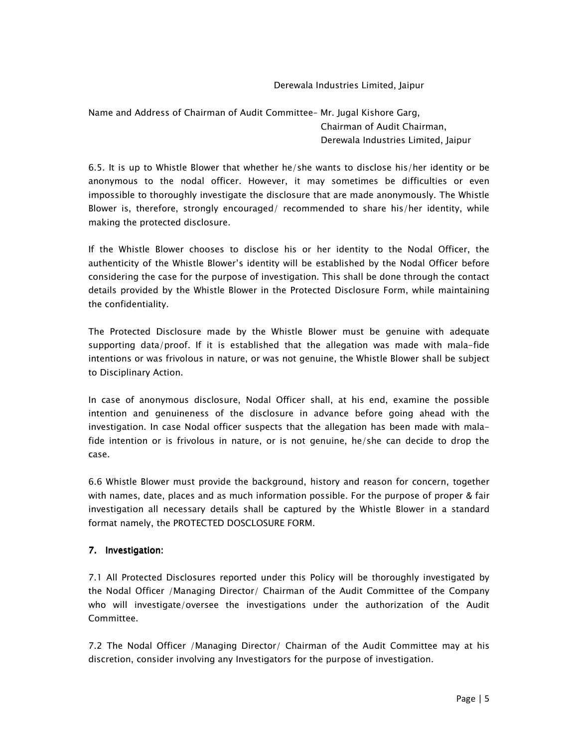Derewala Industries Limited, Jaipur

Name and Address of Chairman of Audit Committee– Mr. Jugal Kishore Garg,
Chairman of Audit Chairman,
Derewala Industries Limited, Jaipur

6.5. It is up to Whistle Blower that whether he/she wants to disclose his/her identity or be anonymous to the nodal officer. However, it may sometimes be difficulties or even impossible to thoroughly investigate the disclosure that are made anonymously. The Whistle Blower is, therefore, strongly encouraged/ recommended to share his/her identity, while making the protected disclosure.

If the Whistle Blower chooses to disclose his or her identity to the Nodal Officer, the authenticity of the Whistle Blower's identity will be established by the Nodal Officer before considering the case for the purpose of investigation. This shall be done through the contact details provided by the Whistle Blower in the Protected Disclosure Form, while maintaining the confidentiality.

The Protected Disclosure made by the Whistle Blower must be genuine with adequate supporting data/proof. If it is established that the allegation was made with mala-fide intentions or was frivolous in nature, or was not genuine, the Whistle Blower shall be subject to Disciplinary Action.

In case of anonymous disclosure, Nodal Officer shall, at his end, examine the possible intention and genuineness of the disclosure in advance before going ahead with the investigation. In case Nodal officer suspects that the allegation has been made with mala-fide intention or is frivolous in nature, or is not genuine, he/she can decide to drop the case.

6.6 Whistle Blower must provide the background, history and reason for concern, together with names, date, places and as much information possible. For the purpose of proper & fair investigation all necessary details shall be captured by the Whistle Blower in a standard format namely, the PROTECTED DOSCLOSURE FORM.

## 7. Investigation:

7.1 All Protected Disclosures reported under this Policy will be thoroughly investigated by the Nodal Officer /Managing Director/ Chairman of the Audit Committee of the Company who will investigate/oversee the investigations under the authorization of the Audit Committee.

7.2 The Nodal Officer /Managing Director/ Chairman of the Audit Committee may at his discretion, consider involving any Investigators for the purpose of investigation.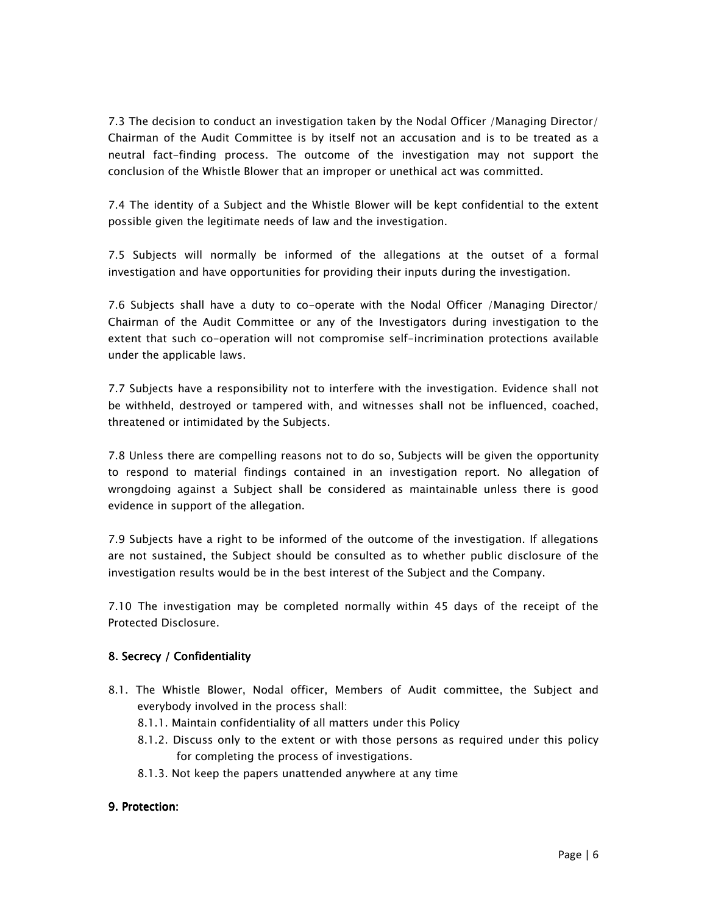7.3 The decision to conduct an investigation taken by the Nodal Officer /Managing Director/ Chairman of the Audit Committee is by itself not an accusation and is to be treated as a neutral fact-finding process. The outcome of the investigation may not support the conclusion of the Whistle Blower that an improper or unethical act was committed.

7.4 The identity of a Subject and the Whistle Blower will be kept confidential to the extent possible given the legitimate needs of law and the investigation.

7.5 Subjects will normally be informed of the allegations at the outset of a formal investigation and have opportunities for providing their inputs during the investigation.

7.6 Subjects shall have a duty to co-operate with the Nodal Officer /Managing Director/ Chairman of the Audit Committee or any of the Investigators during investigation to the extent that such co-operation will not compromise self-incrimination protections available under the applicable laws.

7.7 Subjects have a responsibility not to interfere with the investigation. Evidence shall not be withheld, destroyed or tampered with, and witnesses shall not be influenced, coached, threatened or intimidated by the Subjects.

7.8 Unless there are compelling reasons not to do so, Subjects will be given the opportunity to respond to material findings contained in an investigation report. No allegation of wrongdoing against a Subject shall be considered as maintainable unless there is good evidence in support of the allegation.

7.9 Subjects have a right to be informed of the outcome of the investigation. If allegations are not sustained, the Subject should be consulted as to whether public disclosure of the investigation results would be in the best interest of the Subject and the Company.

7.10 The investigation may be completed normally within 45 days of the receipt of the Protected Disclosure.

## 8. Secrecy / Confidentiality

8.1. The Whistle Blower, Nodal officer, Members of Audit committee, the Subject and everybody involved in the process shall:

- 8.1.1. Maintain confidentiality of all matters under this Policy
- 8.1.2. Discuss only to the extent or with those persons as required under this policy for completing the process of investigations.
- 8.1.3. Not keep the papers unattended anywhere at any time

## 9. Protection: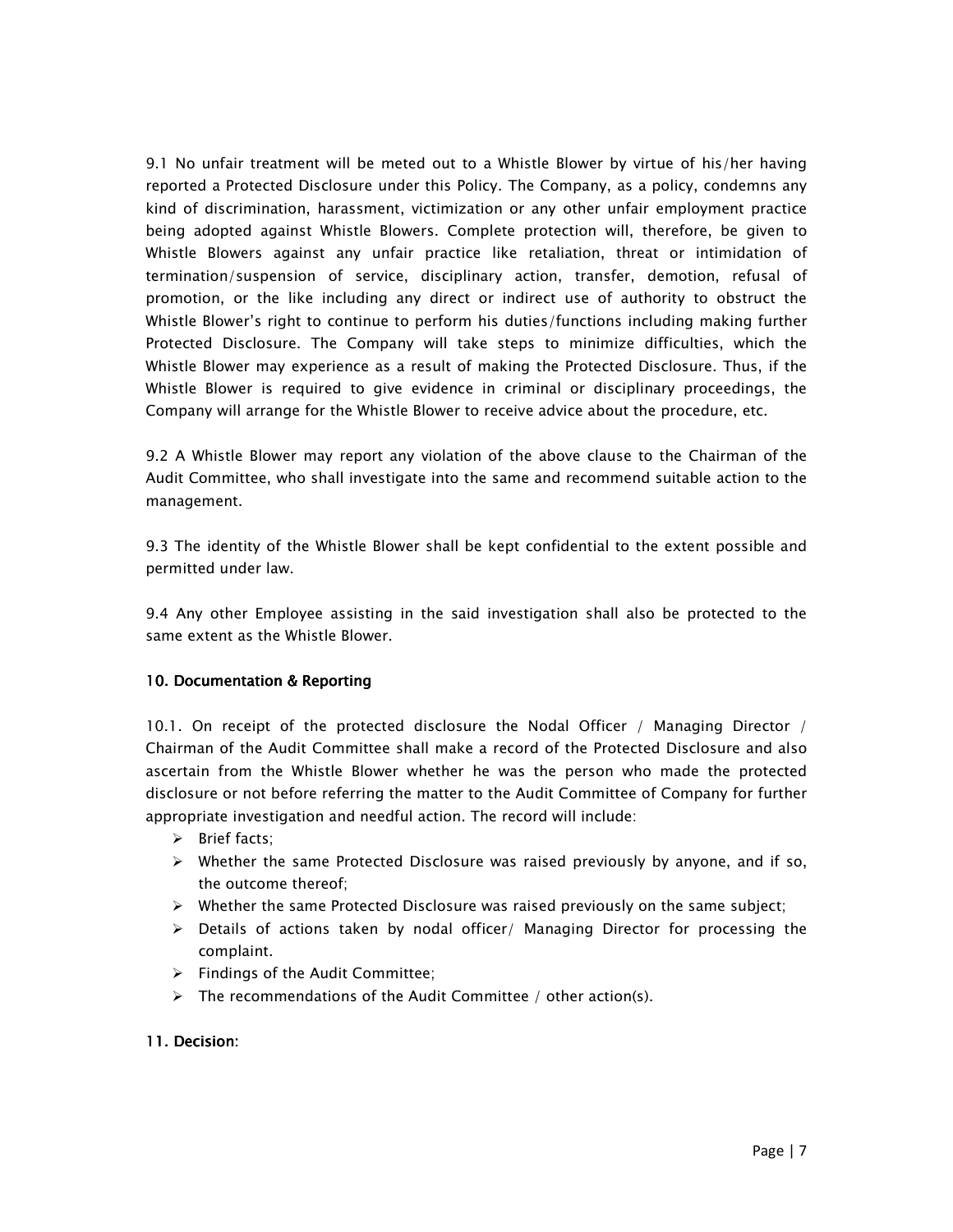9.1 No unfair treatment will be meted out to a Whistle Blower by virtue of his/her having reported a Protected Disclosure under this Policy. The Company, as a policy, condemns any kind of discrimination, harassment, victimization or any other unfair employment practice being adopted against Whistle Blowers. Complete protection will, therefore, be given to Whistle Blowers against any unfair practice like retaliation, threat or intimidation of termination/suspension of service, disciplinary action, transfer, demotion, refusal of promotion, or the like including any direct or indirect use of authority to obstruct the Whistle Blower's right to continue to perform his duties/functions including making further Protected Disclosure. The Company will take steps to minimize difficulties, which the Whistle Blower may experience as a result of making the Protected Disclosure. Thus, if the Whistle Blower is required to give evidence in criminal or disciplinary proceedings, the Company will arrange for the Whistle Blower to receive advice about the procedure, etc.

9.2 A Whistle Blower may report any violation of the above clause to the Chairman of the Audit Committee, who shall investigate into the same and recommend suitable action to the management.

9.3 The identity of the Whistle Blower shall be kept confidential to the extent possible and permitted under law.

9.4 Any other Employee assisting in the said investigation shall also be protected to the same extent as the Whistle Blower.

## 10. Documentation & Reporting

10.1. On receipt of the protected disclosure the Nodal Officer / Managing Director / Chairman of the Audit Committee shall make a record of the Protected Disclosure and also ascertain from the Whistle Blower whether he was the person who made the protected disclosure or not before referring the matter to the Audit Committee of Company for further appropriate investigation and needful action. The record will include:

- Brief facts;
- Whether the same Protected Disclosure was raised previously by anyone, and if so, the outcome thereof;
- Whether the same Protected Disclosure was raised previously on the same subject;
- Details of actions taken by nodal officer/ Managing Director for processing the complaint.
- Findings of the Audit Committee;
- The recommendations of the Audit Committee / other action(s).

## 11. Decision: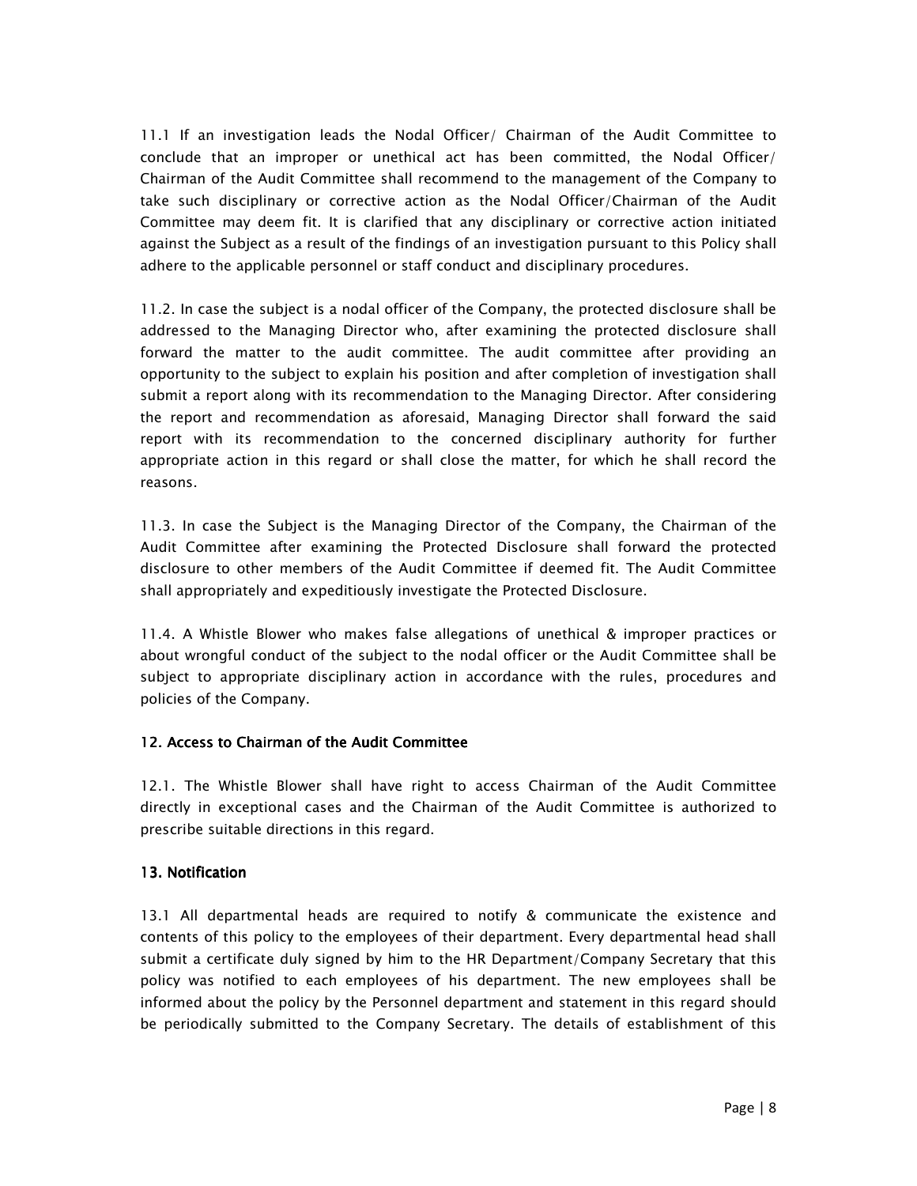11.1 If an investigation leads the Nodal Officer/ Chairman of the Audit Committee to conclude that an improper or unethical act has been committed, the Nodal Officer/ Chairman of the Audit Committee shall recommend to the management of the Company to take such disciplinary or corrective action as the Nodal Officer/Chairman of the Audit Committee may deem fit. It is clarified that any disciplinary or corrective action initiated against the Subject as a result of the findings of an investigation pursuant to this Policy shall adhere to the applicable personnel or staff conduct and disciplinary procedures.

11.2. In case the subject is a nodal officer of the Company, the protected disclosure shall be addressed to the Managing Director who, after examining the protected disclosure shall forward the matter to the audit committee. The audit committee after providing an opportunity to the subject to explain his position and after completion of investigation shall submit a report along with its recommendation to the Managing Director. After considering the report and recommendation as aforesaid, Managing Director shall forward the said report with its recommendation to the concerned disciplinary authority for further appropriate action in this regard or shall close the matter, for which he shall record the reasons.

11.3. In case the Subject is the Managing Director of the Company, the Chairman of the Audit Committee after examining the Protected Disclosure shall forward the protected disclosure to other members of the Audit Committee if deemed fit. The Audit Committee shall appropriately and expeditiously investigate the Protected Disclosure.

11.4. A Whistle Blower who makes false allegations of unethical & improper practices or about wrongful conduct of the subject to the nodal officer or the Audit Committee shall be subject to appropriate disciplinary action in accordance with the rules, procedures and policies of the Company.

## 12. Access to Chairman of the Audit Committee

12.1. The Whistle Blower shall have right to access Chairman of the Audit Committee directly in exceptional cases and the Chairman of the Audit Committee is authorized to prescribe suitable directions in this regard.

## 13. Notification

13.1 All departmental heads are required to notify & communicate the existence and contents of this policy to the employees of their department. Every departmental head shall submit a certificate duly signed by him to the HR Department/Company Secretary that this policy was notified to each employees of his department. The new employees shall be informed about the policy by the Personnel department and statement in this regard should be periodically submitted to the Company Secretary. The details of establishment of this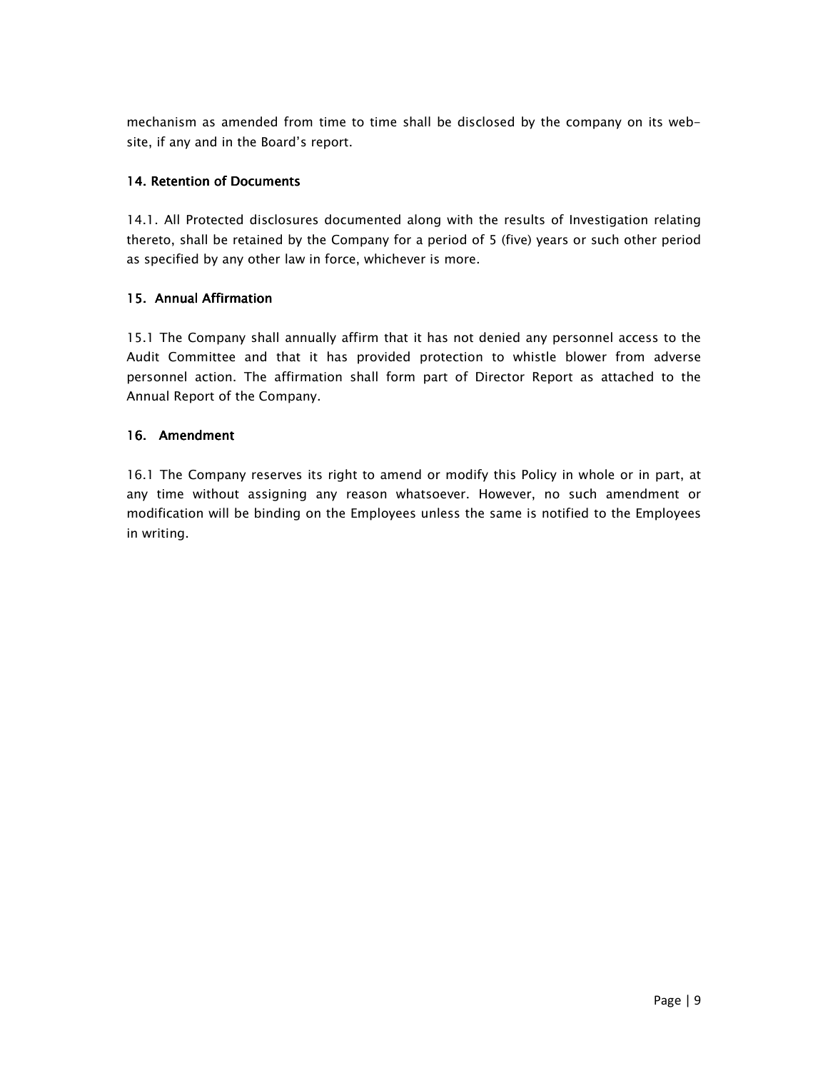mechanism as amended from time to time shall be disclosed by the company on its web-site, if any and in the Board's report.

## 14. Retention of Documents

14.1. All Protected disclosures documented along with the results of Investigation relating thereto, shall be retained by the Company for a period of 5 (five) years or such other period as specified by any other law in force, whichever is more.

## 15. Annual Affirmation

15.1 The Company shall annually affirm that it has not denied any personnel access to the Audit Committee and that it has provided protection to whistle blower from adverse personnel action. The affirmation shall form part of Director Report as attached to the Annual Report of the Company.

## 16. Amendment

16.1 The Company reserves its right to amend or modify this Policy in whole or in part, at any time without assigning any reason whatsoever. However, no such amendment or modification will be binding on the Employees unless the same is notified to the Employees in writing.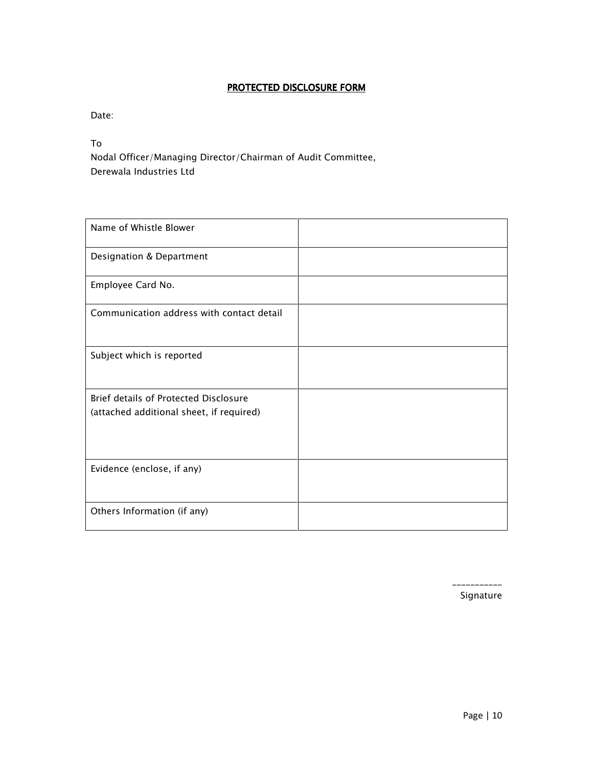## <u>PROTECTED DISCLOSURE FORM</u>

Date:

To
Nodal Officer/Managing Director/Chairman of Audit Committee,
Derewala Industries Ltd

| | |
|---|---|
| Name of Whistle Blower | |
| Designation & Department | |
| Employee Card No. | |
| Communication address with contact detail | |
| Subject which is reported | |
| Brief details of Protected Disclosure (attached additional sheet, if required) | |
| Evidence (enclose, if any) | |
| Others Information (if any) | |

___________
Signature